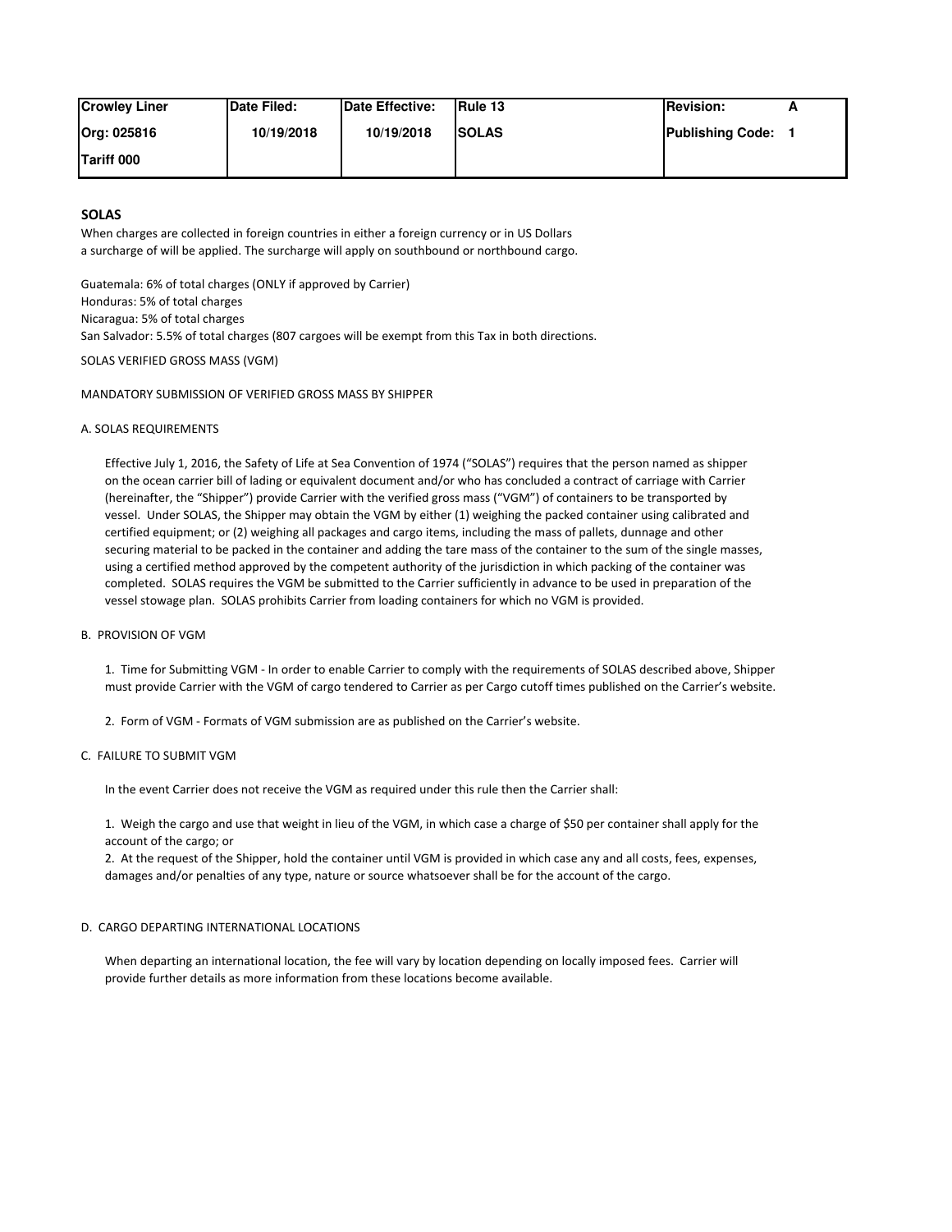| Crowley Liner | Date Filed: | Date Effective: | Rule 13 | Revision: A |
|---|---|---|---|---|
| Org: 025816 | 10/19/2018 | 10/19/2018 | SOLAS | Publishing Code: 1 |
| Tariff 000 | | | | |

## SOLAS

When charges are collected in foreign countries in either a foreign currency or in US Dollars a surcharge of will be applied. The surcharge will apply on southbound or northbound cargo.

Guatemala: 6% of total charges (ONLY if approved by Carrier)
Honduras: 5% of total charges
Nicaragua: 5% of total charges
San Salvador: 5.5% of total charges (807 cargoes will be exempt from this Tax in both directions.

SOLAS VERIFIED GROSS MASS (VGM)

MANDATORY SUBMISSION OF VERIFIED GROSS MASS BY SHIPPER

A. SOLAS REQUIREMENTS

Effective July 1, 2016, the Safety of Life at Sea Convention of 1974 ("SOLAS") requires that the person named as shipper on the ocean carrier bill of lading or equivalent document and/or who has concluded a contract of carriage with Carrier (hereinafter, the "Shipper") provide Carrier with the verified gross mass ("VGM") of containers to be transported by vessel. Under SOLAS, the Shipper may obtain the VGM by either (1) weighing the packed container using calibrated and certified equipment; or (2) weighing all packages and cargo items, including the mass of pallets, dunnage and other securing material to be packed in the container and adding the tare mass of the container to the sum of the single masses, using a certified method approved by the competent authority of the jurisdiction in which packing of the container was completed. SOLAS requires the VGM be submitted to the Carrier sufficiently in advance to be used in preparation of the vessel stowage plan. SOLAS prohibits Carrier from loading containers for which no VGM is provided.

B. PROVISION OF VGM

1. Time for Submitting VGM - In order to enable Carrier to comply with the requirements of SOLAS described above, Shipper must provide Carrier with the VGM of cargo tendered to Carrier as per Cargo cutoff times published on the Carrier's website.

2. Form of VGM - Formats of VGM submission are as published on the Carrier's website.

C. FAILURE TO SUBMIT VGM

In the event Carrier does not receive the VGM as required under this rule then the Carrier shall:

1. Weigh the cargo and use that weight in lieu of the VGM, in which case a charge of $50 per container shall apply for the account of the cargo; or
2. At the request of the Shipper, hold the container until VGM is provided in which case any and all costs, fees, expenses, damages and/or penalties of any type, nature or source whatsoever shall be for the account of the cargo.

D. CARGO DEPARTING INTERNATIONAL LOCATIONS

When departing an international location, the fee will vary by location depending on locally imposed fees. Carrier will provide further details as more information from these locations become available.